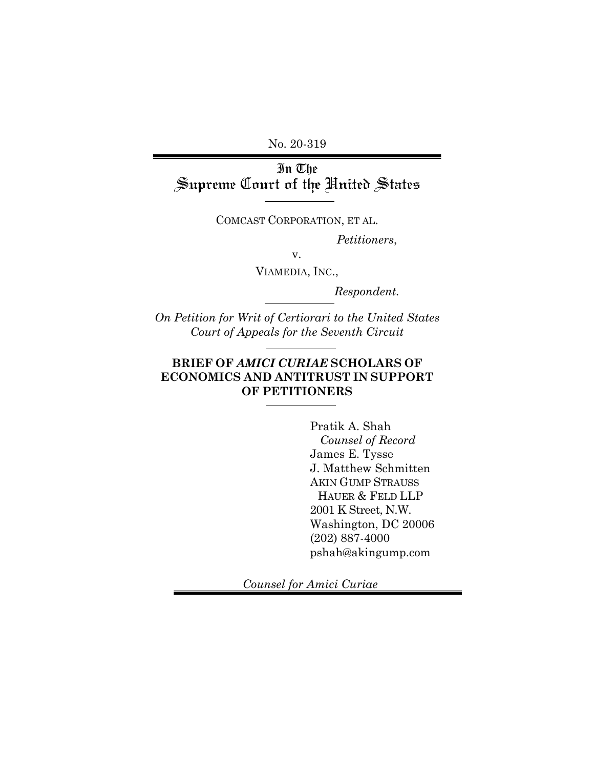No. 20-319

# In The Supreme Court of the United States

COMCAST CORPORATION, ET AL.

*Petitioners*,

v.

VIAMEDIA, INC.,

*Respondent.*

*On Petition for Writ of Certiorari to the United States Court of Appeals for the Seventh Circuit*

**BRIEF OF *AMICI CURIAE* SCHOLARS OF ECONOMICS AND ANTITRUST IN SUPPORT OF PETITIONERS**

Pratik A. Shah
*Counsel of Record*
James E. Tysse
J. Matthew Schmitten
AKIN GUMP STRAUSS HAUER & FELD LLP
2001 K Street, N.W.
Washington, DC 20006
(202) 887-4000
pshah@akingump.com

*Counsel for Amici Curiae*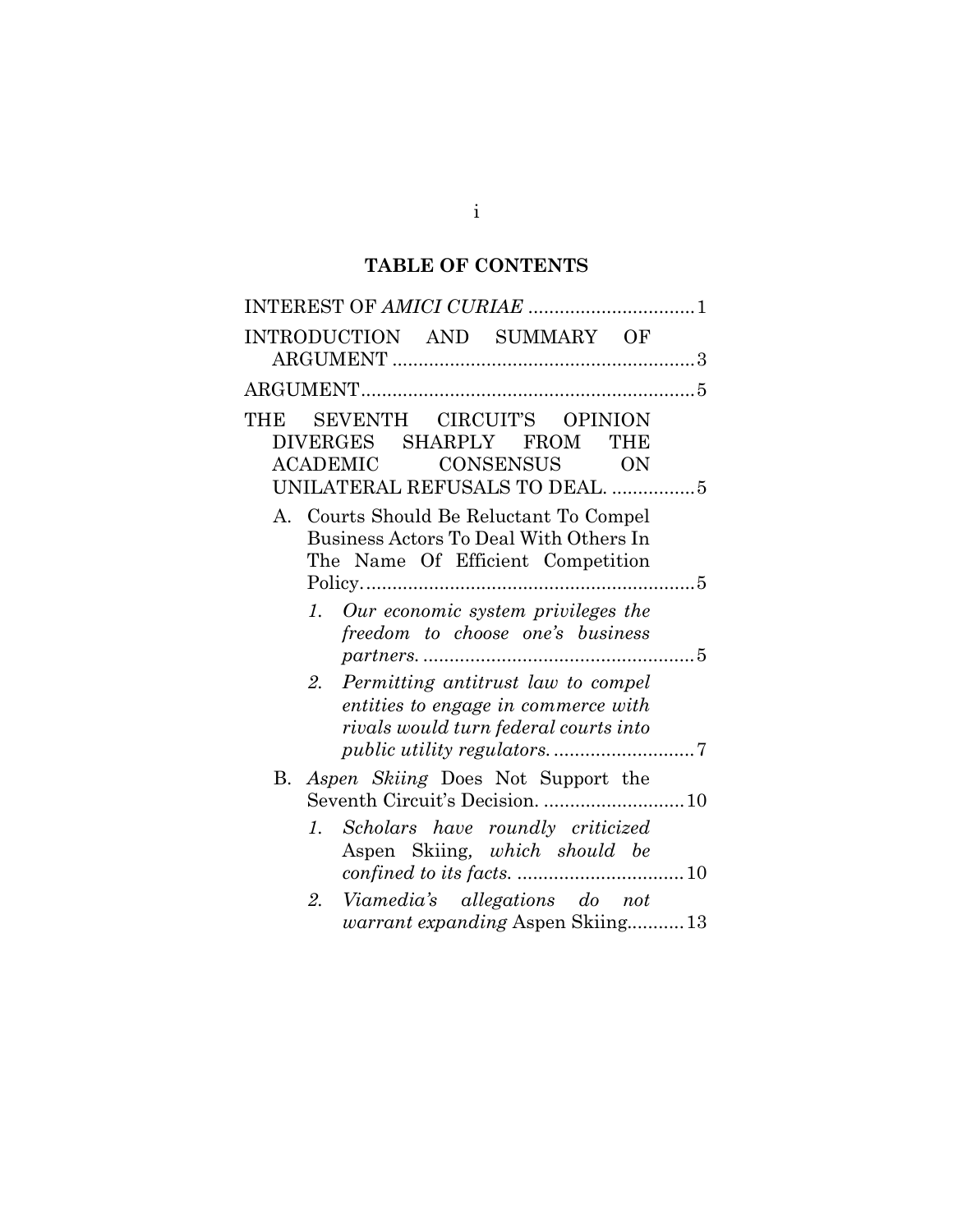## TABLE OF CONTENTS

INTEREST OF *AMICI CURIAE* ................................1

INTRODUCTION AND SUMMARY OF ARGUMENT .........................................................3

ARGUMENT...............................................................5

THE SEVENTH CIRCUIT'S OPINION DIVERGES SHARPLY FROM THE ACADEMIC CONSENSUS ON UNILATERAL REFUSALS TO DEAL. ................5

- A. Courts Should Be Reluctant To Compel Business Actors To Deal With Others In The Name Of Efficient Competition Policy...............................................................5
  - *1. Our economic system privileges the freedom to choose one's business partners.* ...................................................5
  - *2. Permitting antitrust law to compel entities to engage in commerce with rivals would turn federal courts into public utility regulators.* ..........................7
- B. *Aspen Skiing* Does Not Support the Seventh Circuit's Decision. ..........................10
  - *1. Scholars have roundly criticized* Aspen Skiing, *which should be confined to its facts.* ................................10
  - *2. Viamedia's allegations do not warrant expanding* Aspen Skiing...........13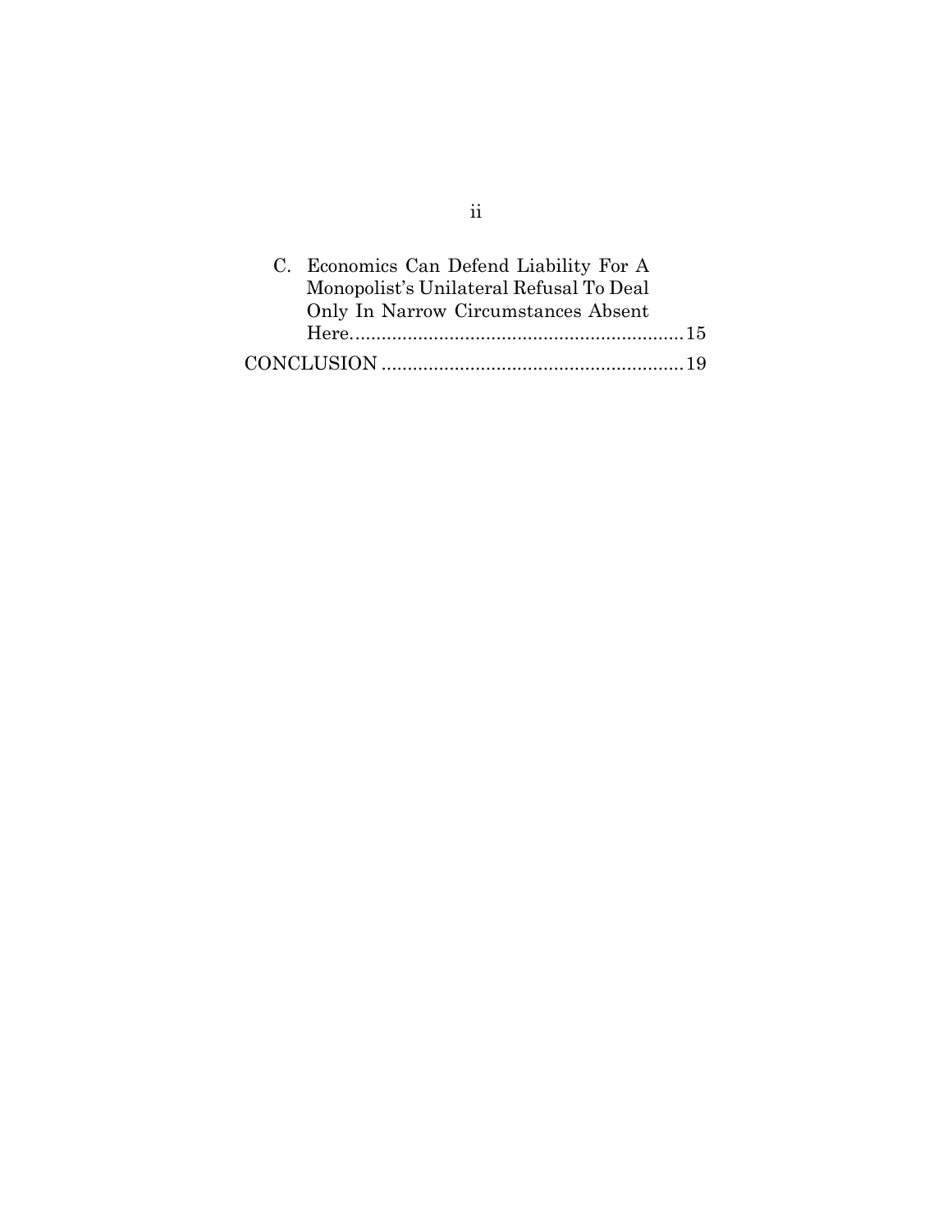C. Economics Can Defend Liability For A Monopolist's Unilateral Refusal To Deal Only In Narrow Circumstances Absent Here................................................................15

CONCLUSION ..........................................................19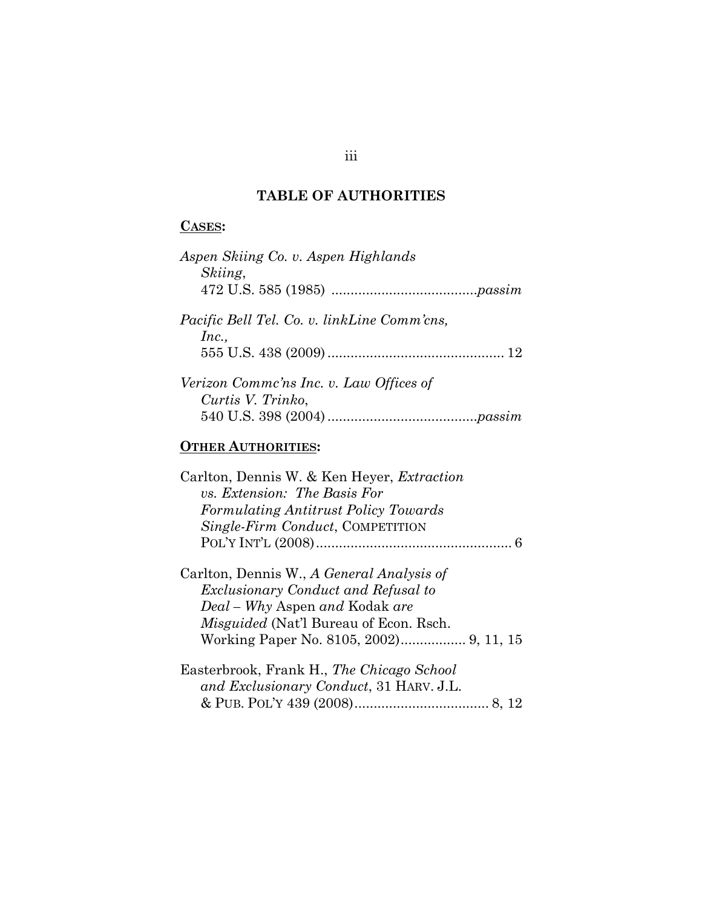# TABLE OF AUTHORITIES

## CASES:

*Aspen Skiing Co. v. Aspen Highlands Skiing*, 472 U.S. 585 (1985) .....................................*passim*

*Pacific Bell Tel. Co. v. linkLine Comm'cns, Inc.*, 555 U.S. 438 (2009) ............................................. 12

*Verizon Commc'ns Inc. v. Law Offices of Curtis V. Trinko*, 540 U.S. 398 (2004) .......................................*passim*

## OTHER AUTHORITIES:

Carlton, Dennis W. & Ken Heyer, *Extraction vs. Extension: The Basis For Formulating Antitrust Policy Towards Single-Firm Conduct*, COMPETITION POL'Y INT'L (2008).................................................. 6

Carlton, Dennis W., *A General Analysis of Exclusionary Conduct and Refusal to Deal – Why* Aspen *and* Kodak *are Misguided* (Nat'l Bureau of Econ. Rsch. Working Paper No. 8105, 2002)................ 9, 11, 15

Easterbrook, Frank H., *The Chicago School and Exclusionary Conduct*, 31 HARV. J.L. & PUB. POL'Y 439 (2008).................................. 8, 12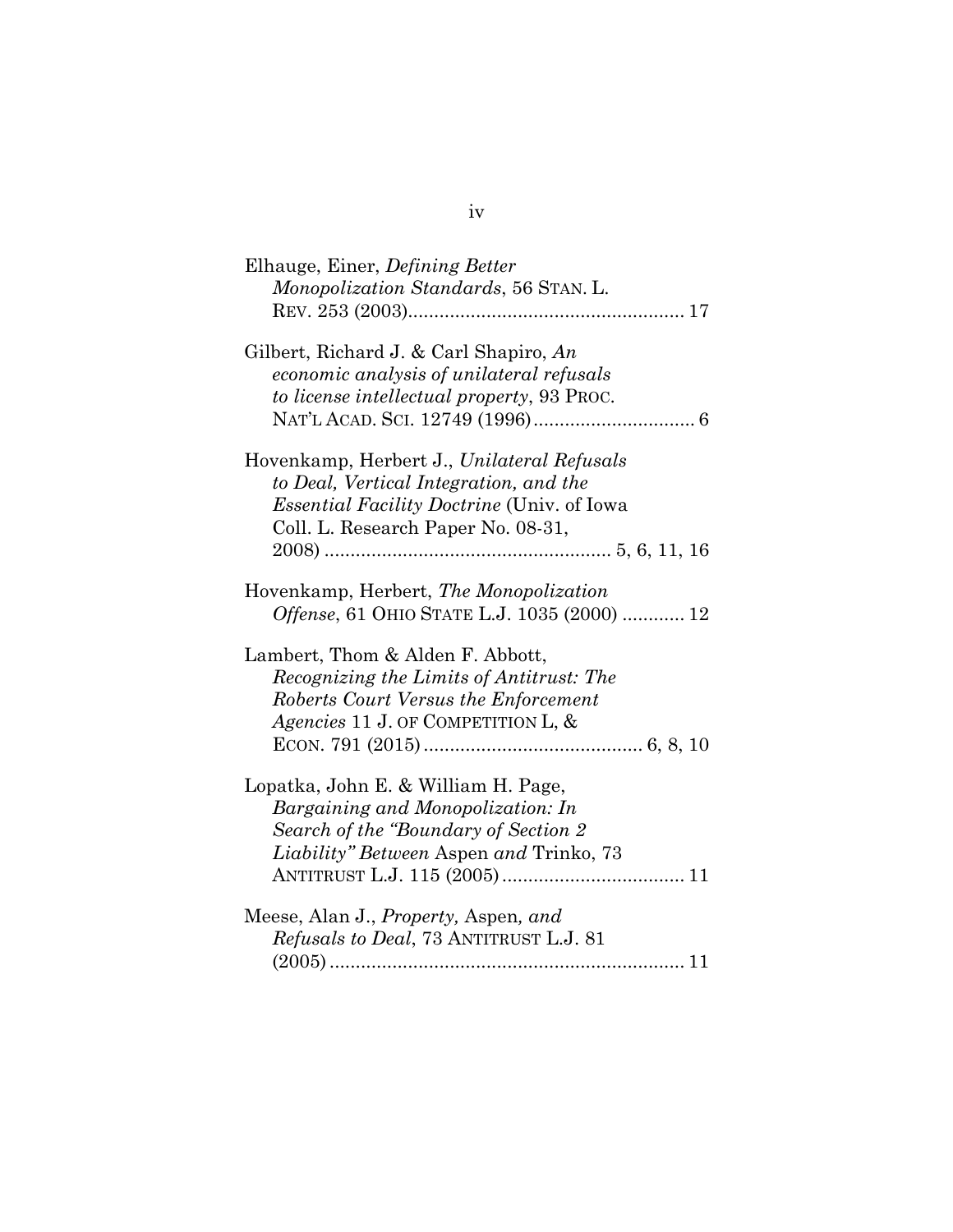Elhauge, Einer, *Defining Better Monopolization Standards*, 56 STAN. L. REV. 253 (2003).................................................... 17

Gilbert, Richard J. & Carl Shapiro, *An economic analysis of unilateral refusals to license intellectual property*, 93 PROC. NAT'L ACAD. SCI. 12749 (1996).............................. 6

Hovenkamp, Herbert J., *Unilateral Refusals to Deal, Vertical Integration, and the Essential Facility Doctrine* (Univ. of Iowa Coll. L. Research Paper No. 08-31, 2008) ...................................................... 5, 6, 11, 16

Hovenkamp, Herbert, *The Monopolization Offense*, 61 OHIO STATE L.J. 1035 (2000) ............ 12

Lambert, Thom & Alden F. Abbott, *Recognizing the Limits of Antitrust: The Roberts Court Versus the Enforcement Agencies* 11 J. OF COMPETITION L, & ECON. 791 (2015) ......................................... 6, 8, 10

Lopatka, John E. & William H. Page, *Bargaining and Monopolization: In Search of the "Boundary of Section 2 Liability" Between* Aspen *and* Trinko, 73 ANTITRUST L.J. 115 (2005).................................. 11

Meese, Alan J., *Property,* Aspen*, and Refusals to Deal*, 73 ANTITRUST L.J. 81 (2005).................................................................... 11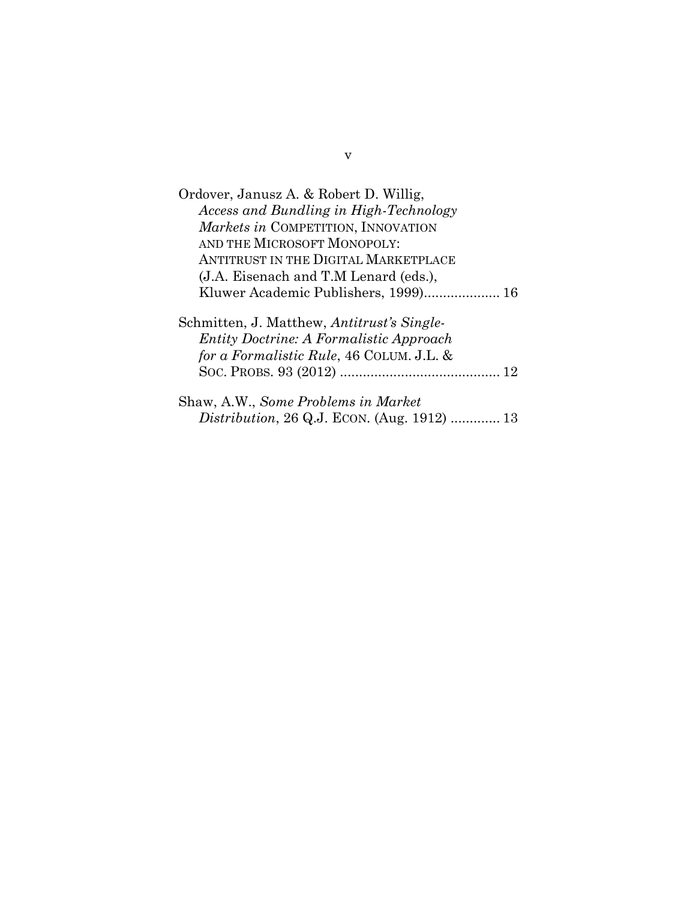Ordover, Janusz A. & Robert D. Willig, *Access and Bundling in High-Technology Markets in* COMPETITION, INNOVATION AND THE MICROSOFT MONOPOLY: ANTITRUST IN THE DIGITAL MARKETPLACE (J.A. Eisenach and T.M Lenard (eds.), Kluwer Academic Publishers, 1999).................... 16

Schmitten, J. Matthew, *Antitrust's Single-Entity Doctrine: A Formalistic Approach for a Formalistic Rule*, 46 COLUM. J.L. & SOC. PROBS. 93 (2012) .......................................... 12

Shaw, A.W., *Some Problems in Market Distribution*, 26 Q.J. ECON. (Aug. 1912) ............. 13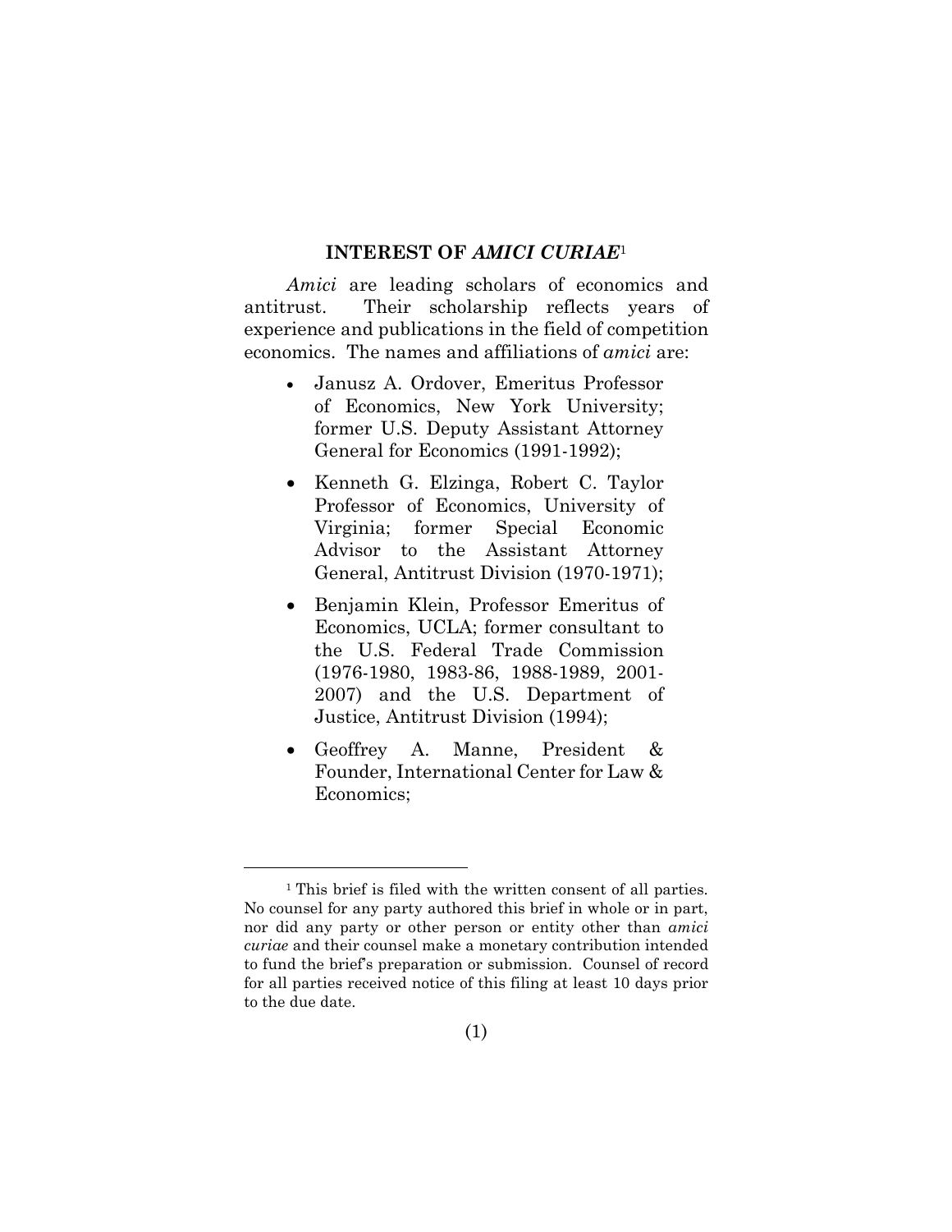## INTEREST OF *AMICI CURIAE*[1]

*Amici* are leading scholars of economics and antitrust. Their scholarship reflects years of experience and publications in the field of competition economics. The names and affiliations of *amici* are:

- Janusz A. Ordover, Emeritus Professor of Economics, New York University; former U.S. Deputy Assistant Attorney General for Economics (1991-1992);
- Kenneth G. Elzinga, Robert C. Taylor Professor of Economics, University of Virginia; former Special Economic Advisor to the Assistant Attorney General, Antitrust Division (1970-1971);
- Benjamin Klein, Professor Emeritus of Economics, UCLA; former consultant to the U.S. Federal Trade Commission (1976-1980, 1983-86, 1988-1989, 2001-2007) and the U.S. Department of Justice, Antitrust Division (1994);
- Geoffrey A. Manne, President & Founder, International Center for Law & Economics;

[1] This brief is filed with the written consent of all parties. No counsel for any party authored this brief in whole or in part, nor did any party or other person or entity other than *amici curiae* and their counsel make a monetary contribution intended to fund the brief's preparation or submission. Counsel of record for all parties received notice of this filing at least 10 days prior to the due date.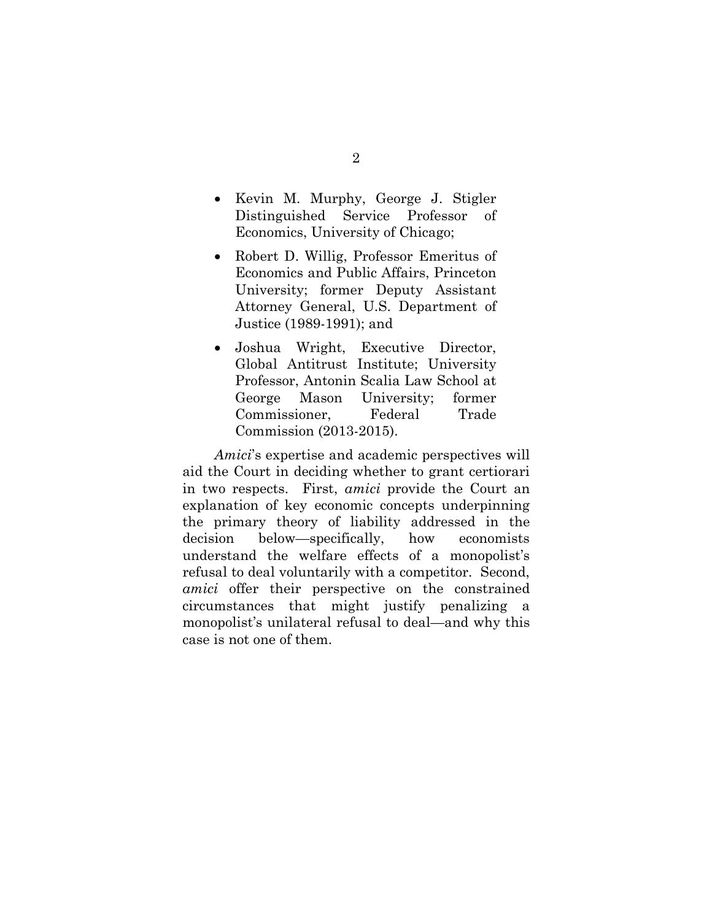- Kevin M. Murphy, George J. Stigler Distinguished Service Professor of Economics, University of Chicago;
- Robert D. Willig, Professor Emeritus of Economics and Public Affairs, Princeton University; former Deputy Assistant Attorney General, U.S. Department of Justice (1989-1991); and
- Joshua Wright, Executive Director, Global Antitrust Institute; University Professor, Antonin Scalia Law School at George Mason University; former Commissioner, Federal Trade Commission (2013-2015).

*Amici*'s expertise and academic perspectives will aid the Court in deciding whether to grant certiorari in two respects. First, *amici* provide the Court an explanation of key economic concepts underpinning the primary theory of liability addressed in the decision below—specifically, how economists understand the welfare effects of a monopolist's refusal to deal voluntarily with a competitor. Second, *amici* offer their perspective on the constrained circumstances that might justify penalizing a monopolist's unilateral refusal to deal—and why this case is not one of them.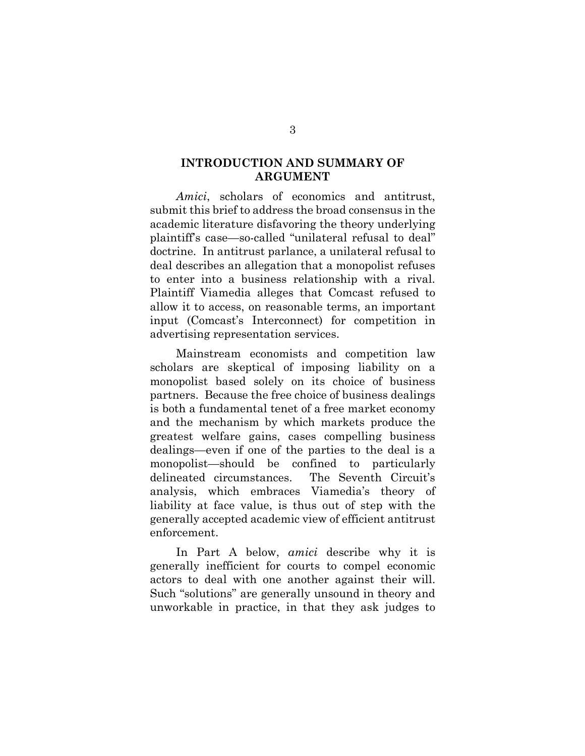## INTRODUCTION AND SUMMARY OF ARGUMENT

*Amici*, scholars of economics and antitrust, submit this brief to address the broad consensus in the academic literature disfavoring the theory underlying plaintiff's case—so-called "unilateral refusal to deal" doctrine. In antitrust parlance, a unilateral refusal to deal describes an allegation that a monopolist refuses to enter into a business relationship with a rival. Plaintiff Viamedia alleges that Comcast refused to allow it to access, on reasonable terms, an important input (Comcast's Interconnect) for competition in advertising representation services.

Mainstream economists and competition law scholars are skeptical of imposing liability on a monopolist based solely on its choice of business partners. Because the free choice of business dealings is both a fundamental tenet of a free market economy and the mechanism by which markets produce the greatest welfare gains, cases compelling business dealings—even if one of the parties to the deal is a monopolist—should be confined to particularly delineated circumstances. The Seventh Circuit's analysis, which embraces Viamedia's theory of liability at face value, is thus out of step with the generally accepted academic view of efficient antitrust enforcement.

In Part A below, *amici* describe why it is generally inefficient for courts to compel economic actors to deal with one another against their will. Such "solutions" are generally unsound in theory and unworkable in practice, in that they ask judges to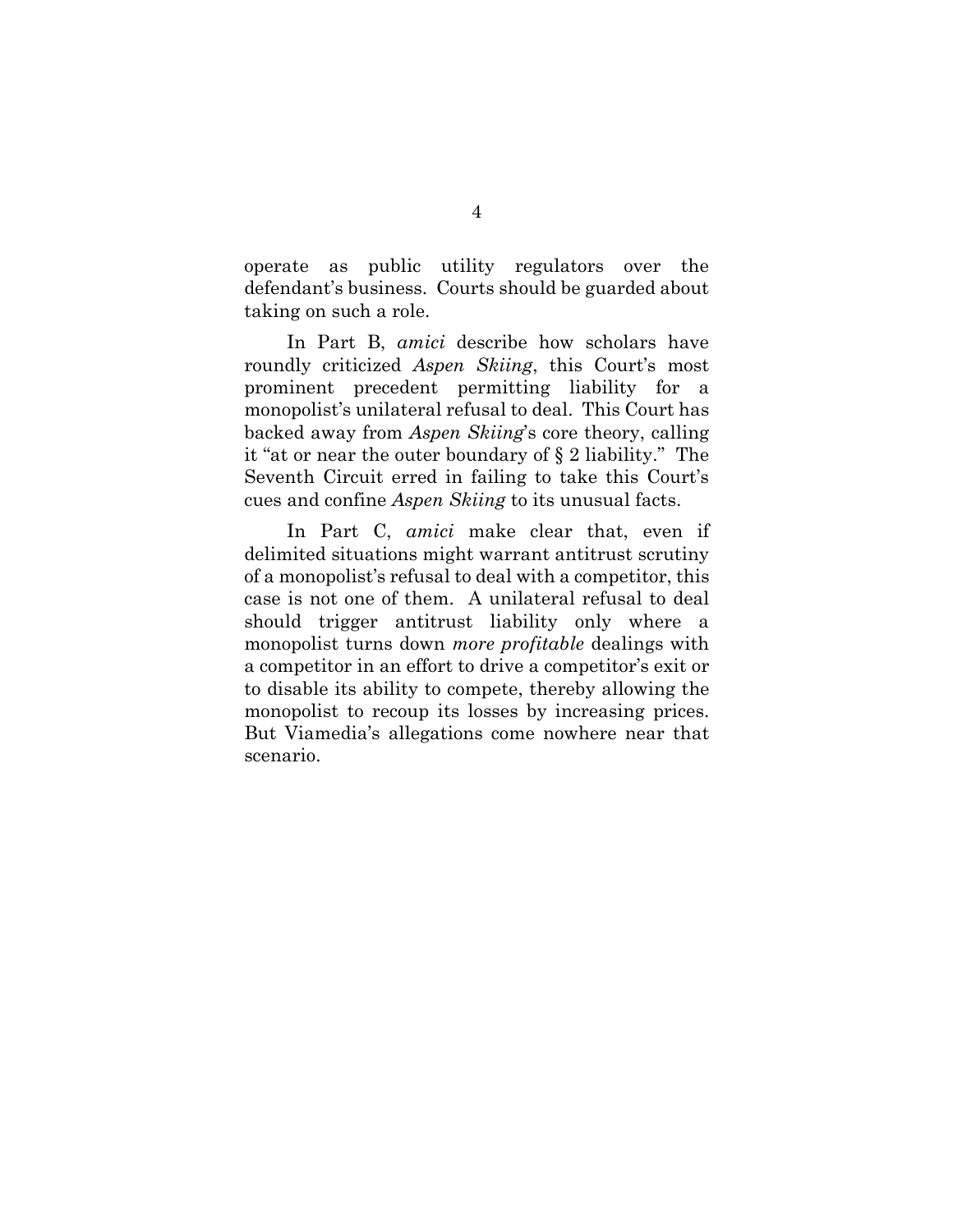operate as public utility regulators over the defendant's business. Courts should be guarded about taking on such a role.

In Part B, *amici* describe how scholars have roundly criticized *Aspen Skiing*, this Court's most prominent precedent permitting liability for a monopolist's unilateral refusal to deal. This Court has backed away from *Aspen Skiing*'s core theory, calling it "at or near the outer boundary of § 2 liability." The Seventh Circuit erred in failing to take this Court's cues and confine *Aspen Skiing* to its unusual facts.

In Part C, *amici* make clear that, even if delimited situations might warrant antitrust scrutiny of a monopolist's refusal to deal with a competitor, this case is not one of them. A unilateral refusal to deal should trigger antitrust liability only where a monopolist turns down *more profitable* dealings with a competitor in an effort to drive a competitor's exit or to disable its ability to compete, thereby allowing the monopolist to recoup its losses by increasing prices. But Viamedia's allegations come nowhere near that scenario.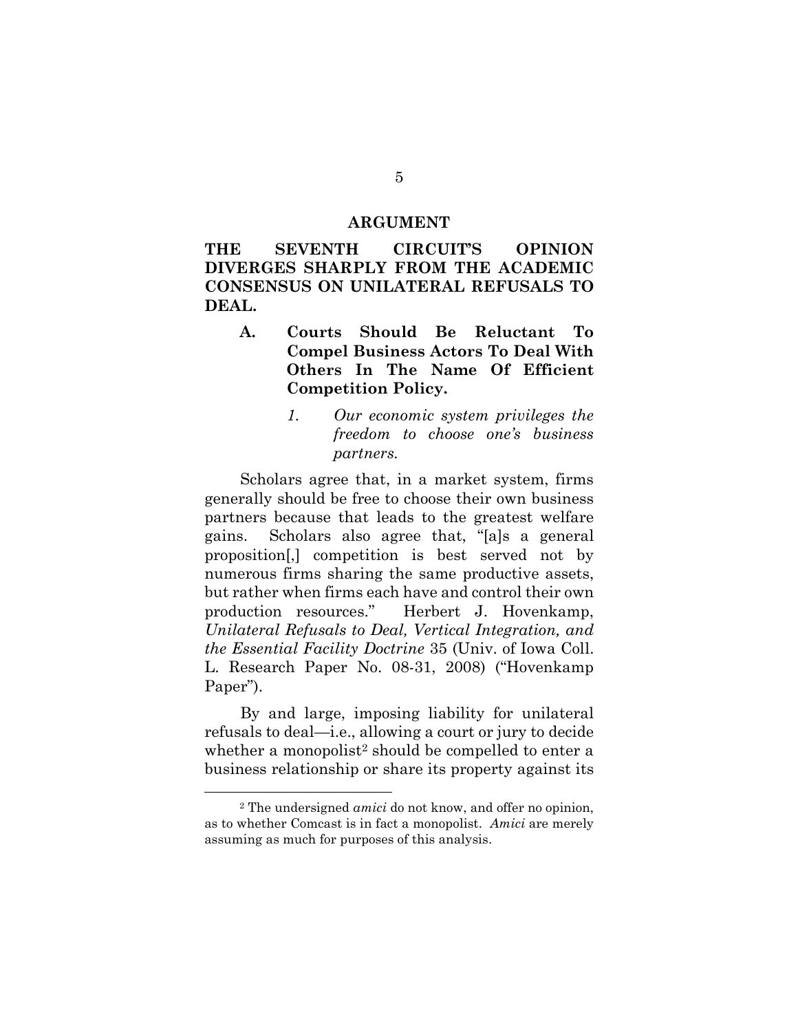## ARGUMENT

### THE SEVENTH CIRCUIT'S OPINION DIVERGES SHARPLY FROM THE ACADEMIC CONSENSUS ON UNILATERAL REFUSALS TO DEAL.

#### A. Courts Should Be Reluctant To Compel Business Actors To Deal With Others In The Name Of Efficient Competition Policy.

##### *1. Our economic system privileges the freedom to choose one's business partners.*

Scholars agree that, in a market system, firms generally should be free to choose their own business partners because that leads to the greatest welfare gains. Scholars also agree that, "[a]s a general proposition[,] competition is best served not by numerous firms sharing the same productive assets, but rather when firms each have and control their own production resources." Herbert J. Hovenkamp, *Unilateral Refusals to Deal, Vertical Integration, and the Essential Facility Doctrine* 35 (Univ. of Iowa Coll. L. Research Paper No. 08-31, 2008) ("Hovenkamp Paper").

By and large, imposing liability for unilateral refusals to deal—i.e., allowing a court or jury to decide whether a monopolist[2] should be compelled to enter a business relationship or share its property against its

[2] The undersigned *amici* do not know, and offer no opinion, as to whether Comcast is in fact a monopolist. *Amici* are merely assuming as much for purposes of this analysis.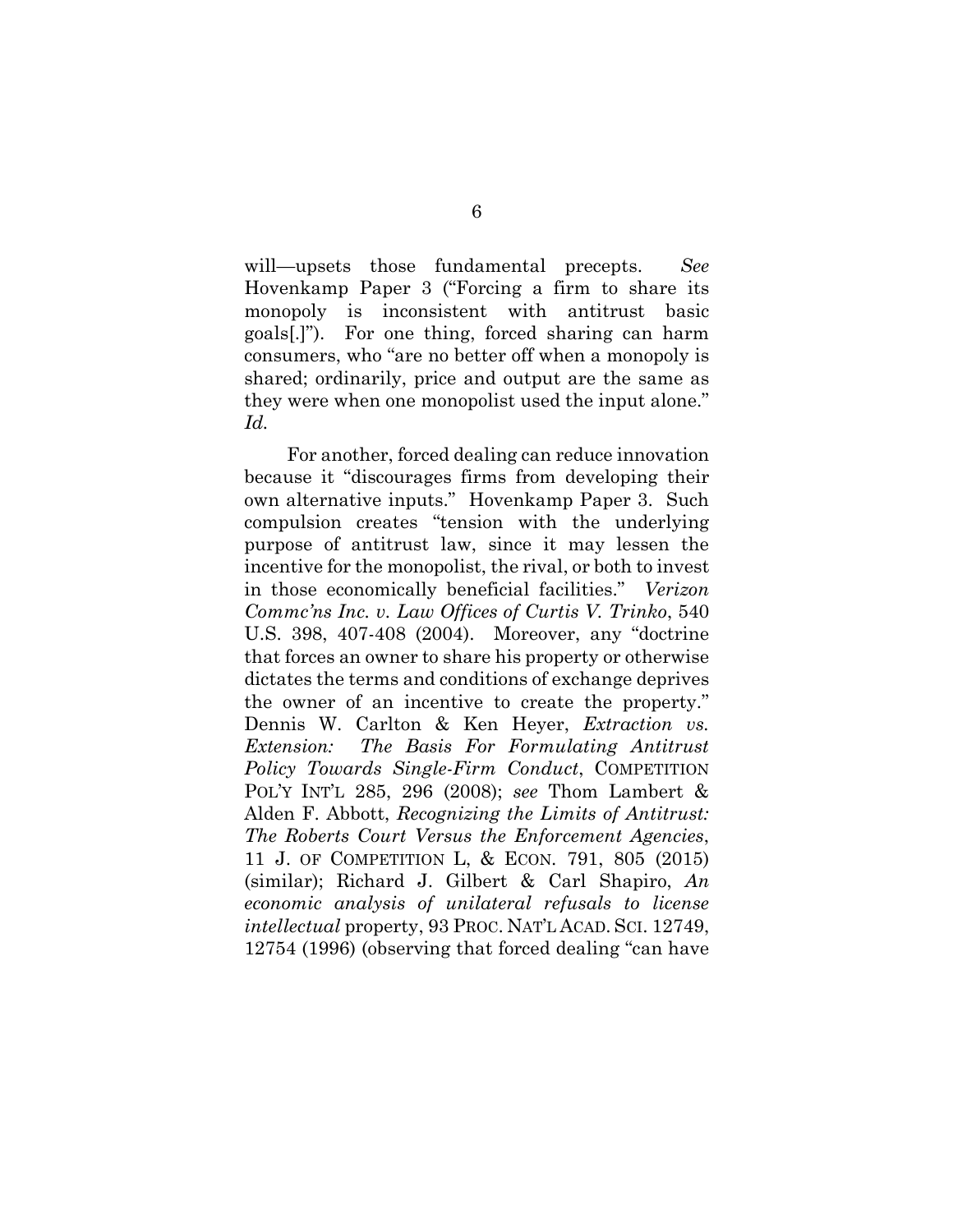will—upsets those fundamental precepts. *See* Hovenkamp Paper 3 ("Forcing a firm to share its monopoly is inconsistent with antitrust basic goals[.]"). For one thing, forced sharing can harm consumers, who "are no better off when a monopoly is shared; ordinarily, price and output are the same as they were when one monopolist used the input alone." *Id.*

For another, forced dealing can reduce innovation because it "discourages firms from developing their own alternative inputs." Hovenkamp Paper 3. Such compulsion creates "tension with the underlying purpose of antitrust law, since it may lessen the incentive for the monopolist, the rival, or both to invest in those economically beneficial facilities." *Verizon Commc'ns Inc. v. Law Offices of Curtis V. Trinko*, 540 U.S. 398, 407-408 (2004). Moreover, any "doctrine that forces an owner to share his property or otherwise dictates the terms and conditions of exchange deprives the owner of an incentive to create the property." Dennis W. Carlton & Ken Heyer, *Extraction vs. Extension: The Basis For Formulating Antitrust Policy Towards Single-Firm Conduct*, COMPETITION POL'Y INT'L 285, 296 (2008); *see* Thom Lambert & Alden F. Abbott, *Recognizing the Limits of Antitrust: The Roberts Court Versus the Enforcement Agencies*, 11 J. OF COMPETITION L, & ECON. 791, 805 (2015) (similar); Richard J. Gilbert & Carl Shapiro, *An economic analysis of unilateral refusals to license intellectual* property, 93 PROC. NAT'L ACAD. SCI. 12749, 12754 (1996) (observing that forced dealing "can have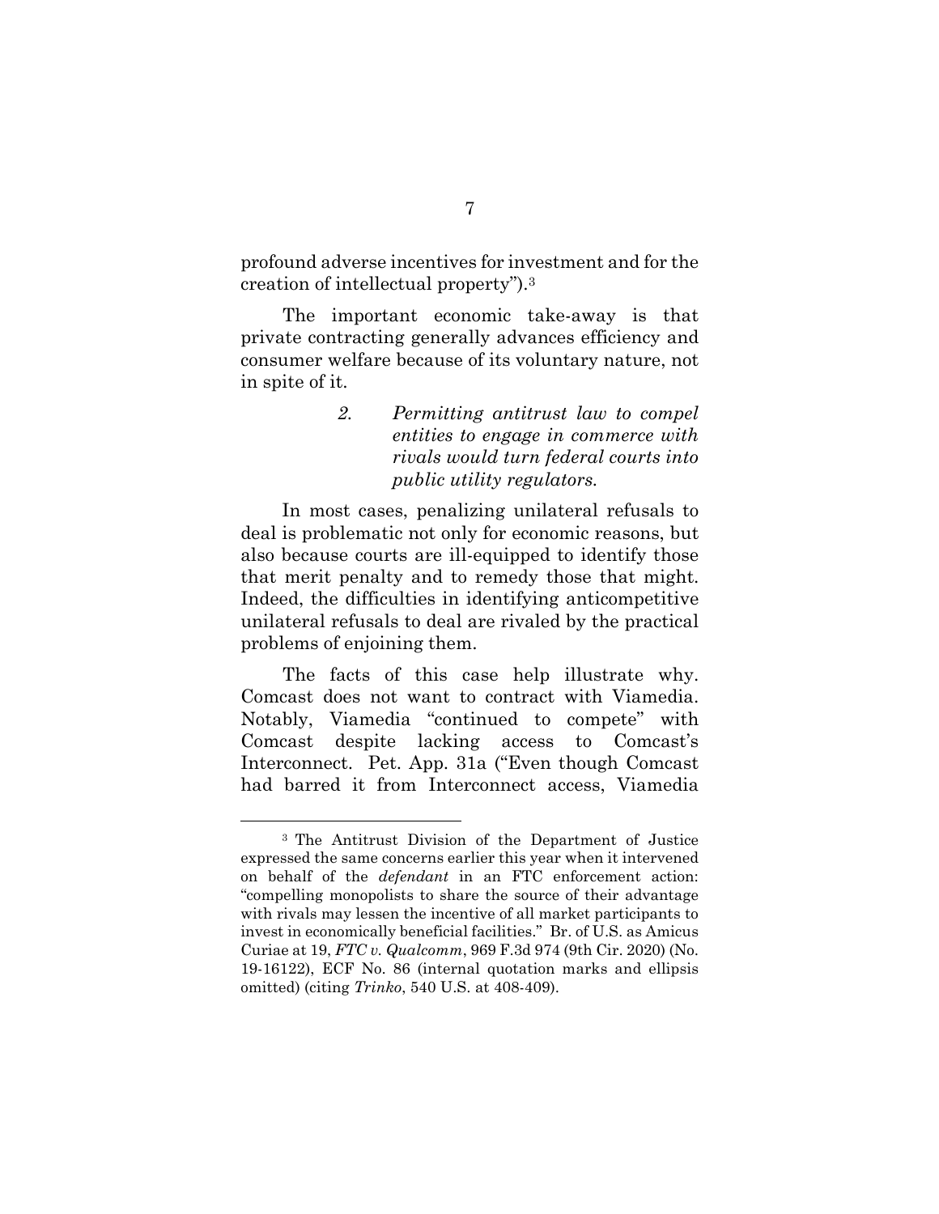profound adverse incentives for investment and for the creation of intellectual property").[3]

The important economic take-away is that private contracting generally advances efficiency and consumer welfare because of its voluntary nature, not in spite of it.

*2. Permitting antitrust law to compel entities to engage in commerce with rivals would turn federal courts into public utility regulators.*

In most cases, penalizing unilateral refusals to deal is problematic not only for economic reasons, but also because courts are ill-equipped to identify those that merit penalty and to remedy those that might. Indeed, the difficulties in identifying anticompetitive unilateral refusals to deal are rivaled by the practical problems of enjoining them.

The facts of this case help illustrate why. Comcast does not want to contract with Viamedia. Notably, Viamedia "continued to compete" with Comcast despite lacking access to Comcast's Interconnect. Pet. App. 31a ("Even though Comcast had barred it from Interconnect access, Viamedia

---

[3] The Antitrust Division of the Department of Justice expressed the same concerns earlier this year when it intervened on behalf of the *defendant* in an FTC enforcement action: "compelling monopolists to share the source of their advantage with rivals may lessen the incentive of all market participants to invest in economically beneficial facilities." Br. of U.S. as Amicus Curiae at 19, *FTC v. Qualcomm*, 969 F.3d 974 (9th Cir. 2020) (No. 19-16122), ECF No. 86 (internal quotation marks and ellipsis omitted) (citing *Trinko*, 540 U.S. at 408-409).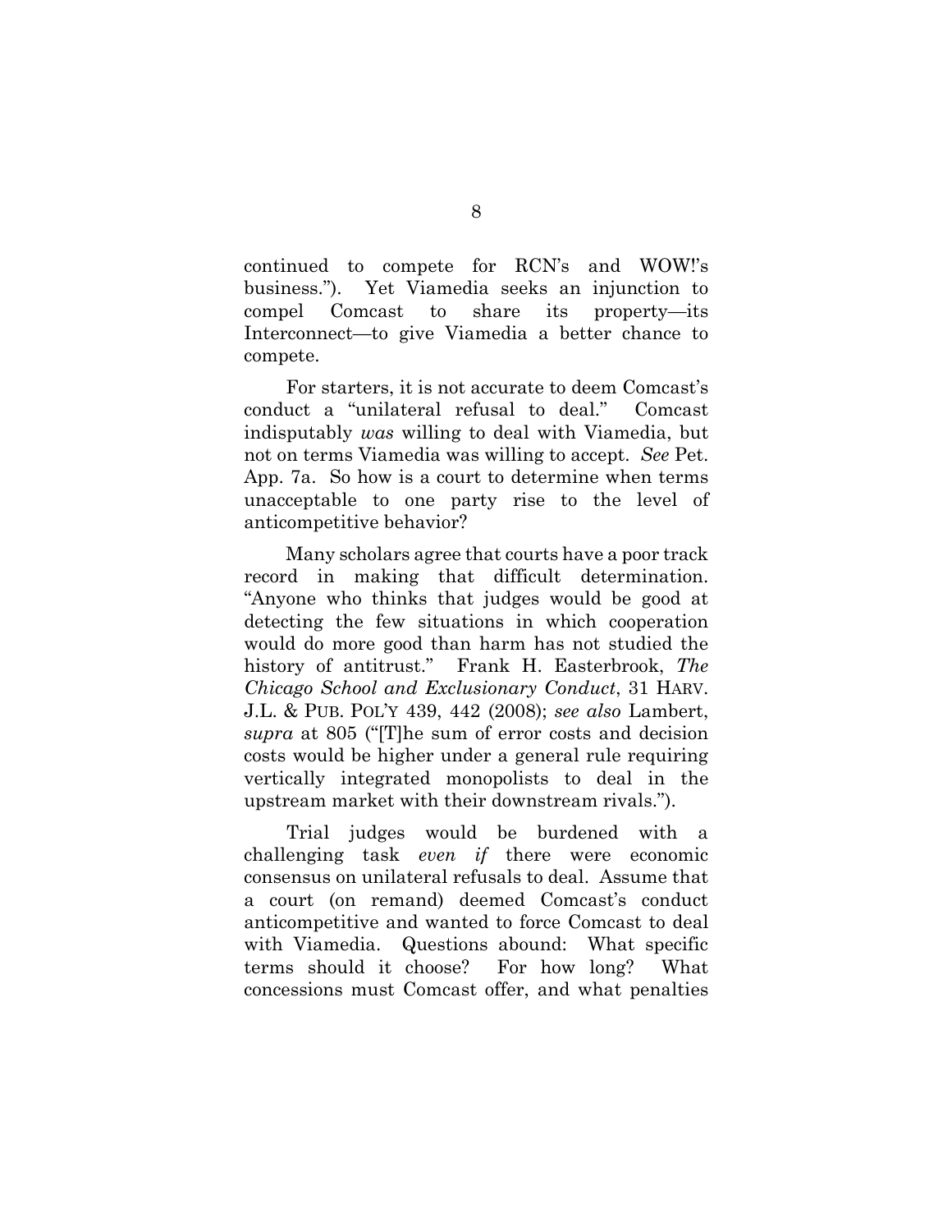continued to compete for RCN's and WOW!'s business."). Yet Viamedia seeks an injunction to compel Comcast to share its property—its Interconnect—to give Viamedia a better chance to compete.

For starters, it is not accurate to deem Comcast's conduct a "unilateral refusal to deal." Comcast indisputably *was* willing to deal with Viamedia, but not on terms Viamedia was willing to accept. *See* Pet. App. 7a. So how is a court to determine when terms unacceptable to one party rise to the level of anticompetitive behavior?

Many scholars agree that courts have a poor track record in making that difficult determination. "Anyone who thinks that judges would be good at detecting the few situations in which cooperation would do more good than harm has not studied the history of antitrust." Frank H. Easterbrook, *The Chicago School and Exclusionary Conduct*, 31 HARV. J.L. & PUB. POL'Y 439, 442 (2008); *see also* Lambert, *supra* at 805 ("[T]he sum of error costs and decision costs would be higher under a general rule requiring vertically integrated monopolists to deal in the upstream market with their downstream rivals.").

Trial judges would be burdened with a challenging task *even if* there were economic consensus on unilateral refusals to deal. Assume that a court (on remand) deemed Comcast's conduct anticompetitive and wanted to force Comcast to deal with Viamedia. Questions abound: What specific terms should it choose? For how long? What concessions must Comcast offer, and what penalties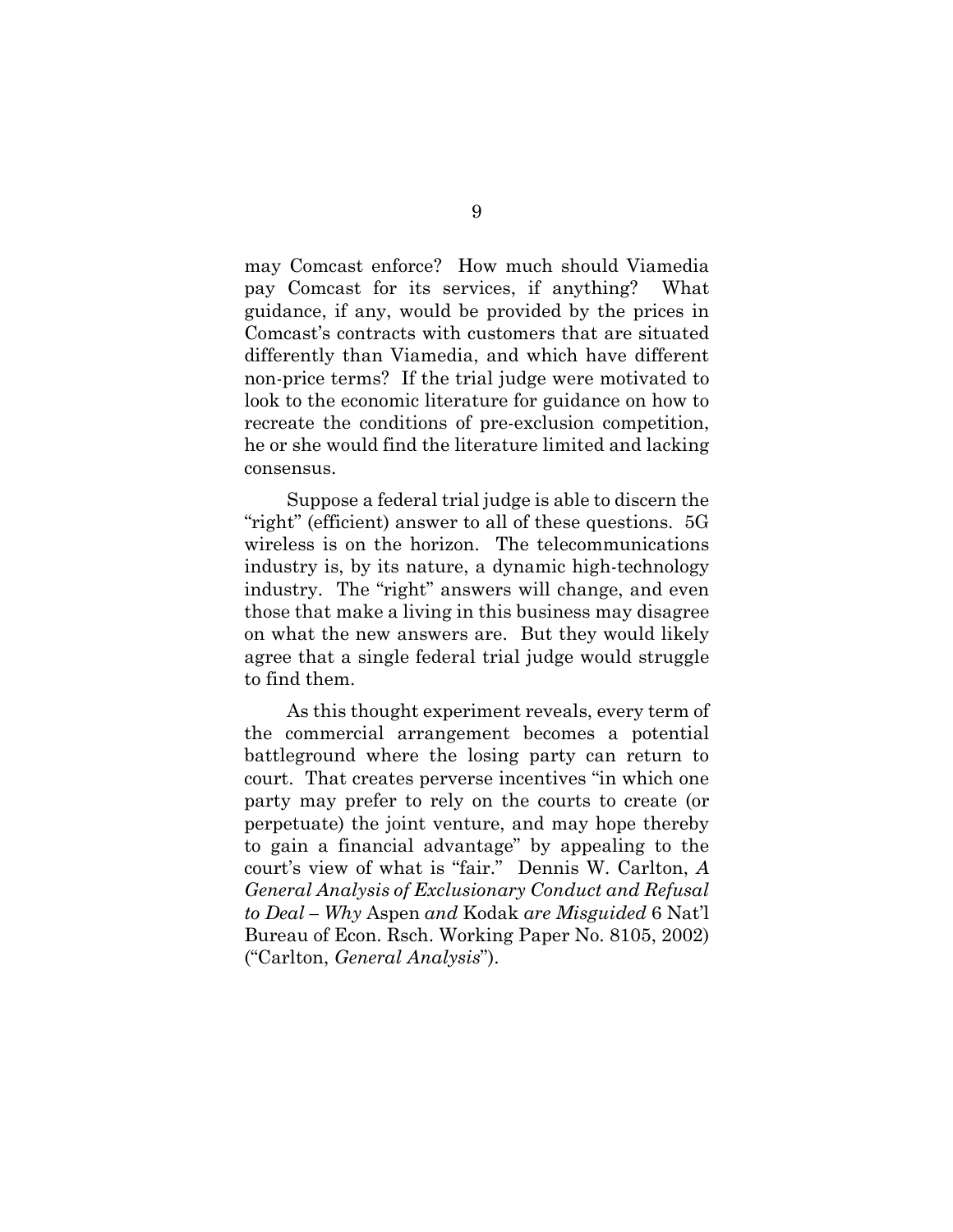may Comcast enforce? How much should Viamedia pay Comcast for its services, if anything? What guidance, if any, would be provided by the prices in Comcast's contracts with customers that are situated differently than Viamedia, and which have different non-price terms? If the trial judge were motivated to look to the economic literature for guidance on how to recreate the conditions of pre-exclusion competition, he or she would find the literature limited and lacking consensus.

Suppose a federal trial judge is able to discern the "right" (efficient) answer to all of these questions. 5G wireless is on the horizon. The telecommunications industry is, by its nature, a dynamic high-technology industry. The "right" answers will change, and even those that make a living in this business may disagree on what the new answers are. But they would likely agree that a single federal trial judge would struggle to find them.

As this thought experiment reveals, every term of the commercial arrangement becomes a potential battleground where the losing party can return to court. That creates perverse incentives "in which one party may prefer to rely on the courts to create (or perpetuate) the joint venture, and may hope thereby to gain a financial advantage" by appealing to the court's view of what is "fair." Dennis W. Carlton, *A General Analysis of Exclusionary Conduct and Refusal to Deal – Why* Aspen *and* Kodak *are Misguided* 6 Nat'l Bureau of Econ. Rsch. Working Paper No. 8105, 2002) ("Carlton, *General Analysis*").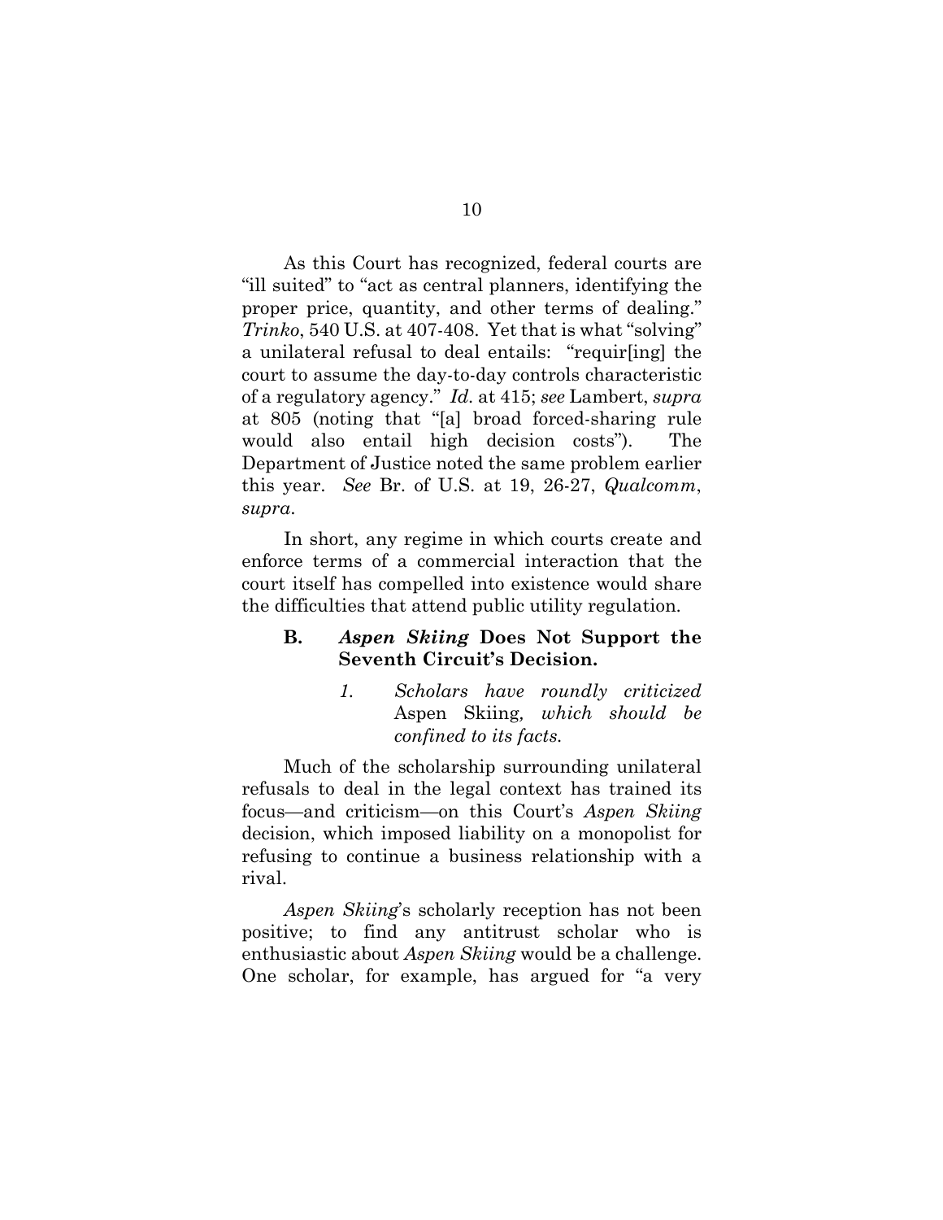As this Court has recognized, federal courts are "ill suited" to "act as central planners, identifying the proper price, quantity, and other terms of dealing." *Trinko*, 540 U.S. at 407-408. Yet that is what "solving" a unilateral refusal to deal entails: "requir[ing] the court to assume the day-to-day controls characteristic of a regulatory agency." *Id.* at 415; *see* Lambert, *supra* at 805 (noting that "[a] broad forced-sharing rule would also entail high decision costs"). The Department of Justice noted the same problem earlier this year. *See* Br. of U.S. at 19, 26-27, *Qualcomm*, *supra*.

In short, any regime in which courts create and enforce terms of a commercial interaction that the court itself has compelled into existence would share the difficulties that attend public utility regulation.

### B. *Aspen Skiing* Does Not Support the Seventh Circuit's Decision.

#### *1. Scholars have roundly criticized* Aspen Skiing*, which should be confined to its facts.*

Much of the scholarship surrounding unilateral refusals to deal in the legal context has trained its focus—and criticism—on this Court's *Aspen Skiing* decision, which imposed liability on a monopolist for refusing to continue a business relationship with a rival.

*Aspen Skiing*'s scholarly reception has not been positive; to find any antitrust scholar who is enthusiastic about *Aspen Skiing* would be a challenge. One scholar, for example, has argued for "a very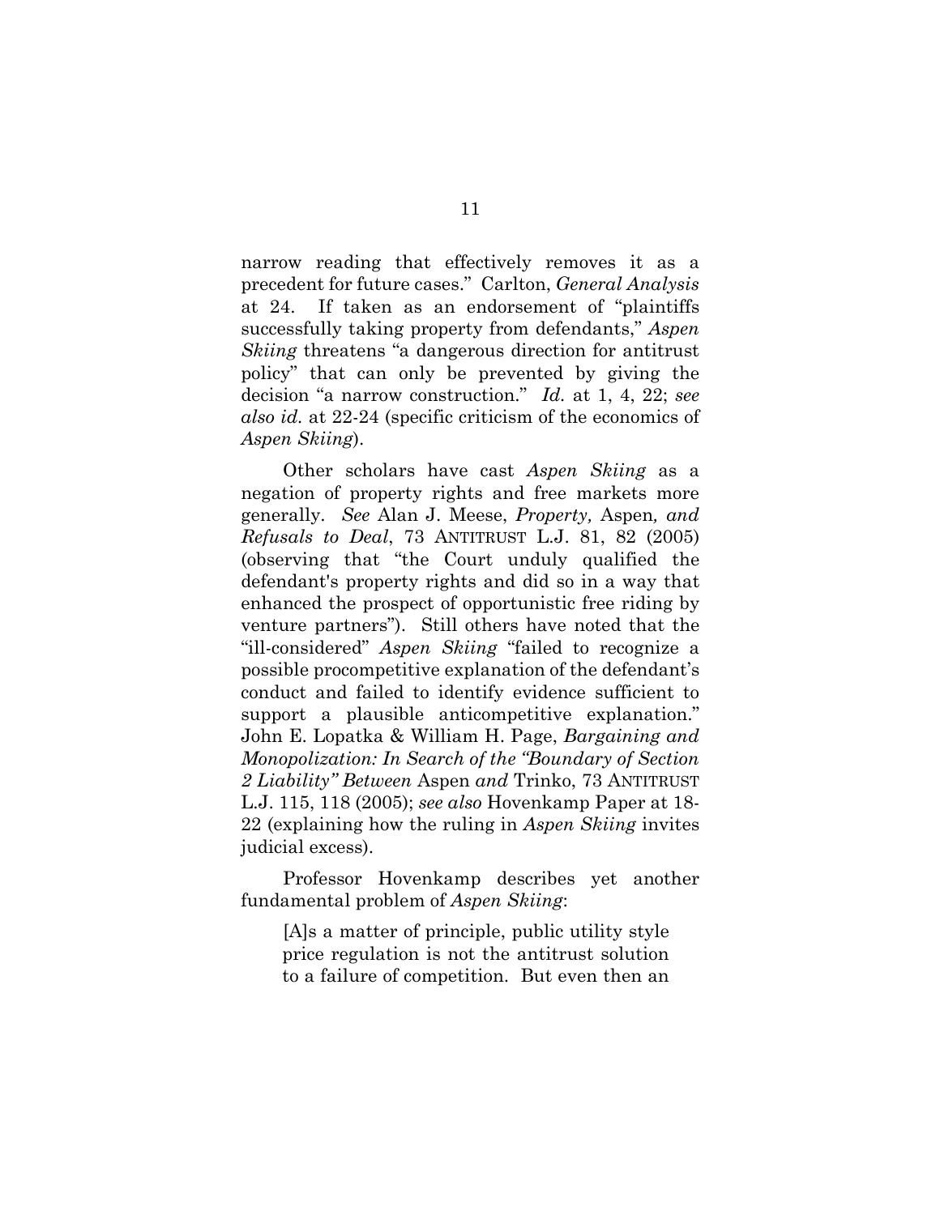narrow reading that effectively removes it as a precedent for future cases." Carlton, *General Analysis* at 24. If taken as an endorsement of "plaintiffs successfully taking property from defendants," *Aspen Skiing* threatens "a dangerous direction for antitrust policy" that can only be prevented by giving the decision "a narrow construction." *Id.* at 1, 4, 22; *see also id.* at 22-24 (specific criticism of the economics of *Aspen Skiing*).

Other scholars have cast *Aspen Skiing* as a negation of property rights and free markets more generally. *See* Alan J. Meese, *Property,* Aspen*, and Refusals to Deal*, 73 ANTITRUST L.J. 81, 82 (2005) (observing that "the Court unduly qualified the defendant's property rights and did so in a way that enhanced the prospect of opportunistic free riding by venture partners"). Still others have noted that the "ill-considered" *Aspen Skiing* "failed to recognize a possible procompetitive explanation of the defendant's conduct and failed to identify evidence sufficient to support a plausible anticompetitive explanation." John E. Lopatka & William H. Page, *Bargaining and Monopolization: In Search of the "Boundary of Section 2 Liability" Between* Aspen *and* Trinko, 73 ANTITRUST L.J. 115, 118 (2005); *see also* Hovenkamp Paper at 18-22 (explaining how the ruling in *Aspen Skiing* invites judicial excess).

Professor Hovenkamp describes yet another fundamental problem of *Aspen Skiing*:

> [A]s a matter of principle, public utility style price regulation is not the antitrust solution to a failure of competition. But even then an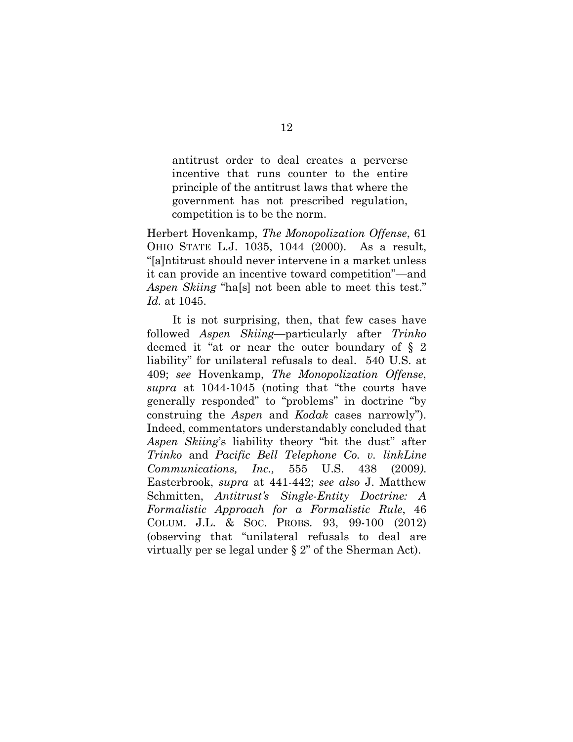> antitrust order to deal creates a perverse incentive that runs counter to the entire principle of the antitrust laws that where the government has not prescribed regulation, competition is to be the norm.

Herbert Hovenkamp, *The Monopolization Offense*, 61 OHIO STATE L.J. 1035, 1044 (2000). As a result, "[a]ntitrust should never intervene in a market unless it can provide an incentive toward competition"—and *Aspen Skiing* "ha[s] not been able to meet this test." *Id.* at 1045.

It is not surprising, then, that few cases have followed *Aspen Skiing*—particularly after *Trinko* deemed it "at or near the outer boundary of § 2 liability" for unilateral refusals to deal. 540 U.S. at 409; *see* Hovenkamp, *The Monopolization Offense*, *supra* at 1044-1045 (noting that "the courts have generally responded" to "problems" in doctrine "by construing the *Aspen* and *Kodak* cases narrowly"). Indeed, commentators understandably concluded that *Aspen Skiing*'s liability theory "bit the dust" after *Trinko* and *Pacific Bell Telephone Co. v. linkLine Communications, Inc.,* 555 U.S. 438 (2009). Easterbrook, *supra* at 441-442; *see also* J. Matthew Schmitten, *Antitrust's Single-Entity Doctrine: A Formalistic Approach for a Formalistic Rule*, 46 COLUM. J.L. & SOC. PROBS. 93, 99-100 (2012) (observing that "unilateral refusals to deal are virtually per se legal under § 2" of the Sherman Act).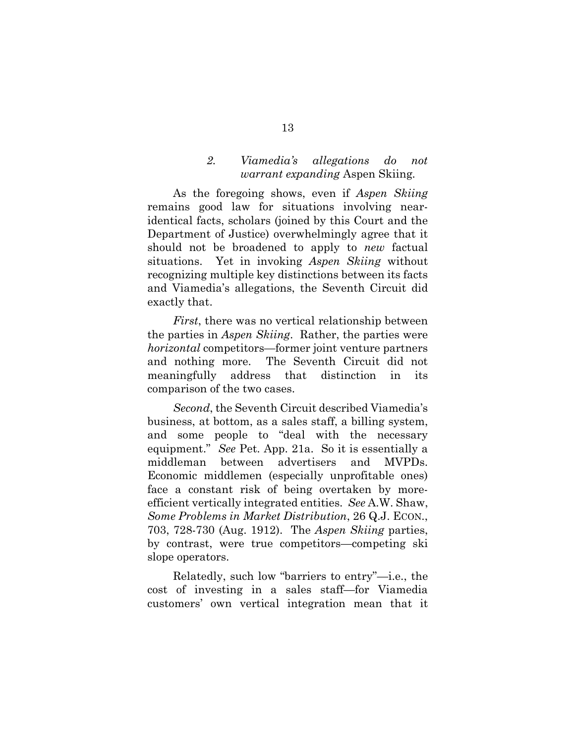### 2. *Viamedia's allegations do not warrant expanding* Aspen Skiing.

As the foregoing shows, even if *Aspen Skiing* remains good law for situations involving near-identical facts, scholars (joined by this Court and the Department of Justice) overwhelmingly agree that it should not be broadened to apply to *new* factual situations. Yet in invoking *Aspen Skiing* without recognizing multiple key distinctions between its facts and Viamedia's allegations, the Seventh Circuit did exactly that.

*First*, there was no vertical relationship between the parties in *Aspen Skiing*. Rather, the parties were *horizontal* competitors—former joint venture partners and nothing more. The Seventh Circuit did not meaningfully address that distinction in its comparison of the two cases.

*Second*, the Seventh Circuit described Viamedia's business, at bottom, as a sales staff, a billing system, and some people to "deal with the necessary equipment." *See* Pet. App. 21a. So it is essentially a middleman between advertisers and MVPDs. Economic middlemen (especially unprofitable ones) face a constant risk of being overtaken by more-efficient vertically integrated entities. *See* A.W. Shaw, *Some Problems in Market Distribution*, 26 Q.J. ECON., 703, 728-730 (Aug. 1912). The *Aspen Skiing* parties, by contrast, were true competitors—competing ski slope operators.

Relatedly, such low "barriers to entry"—i.e., the cost of investing in a sales staff—for Viamedia customers' own vertical integration mean that it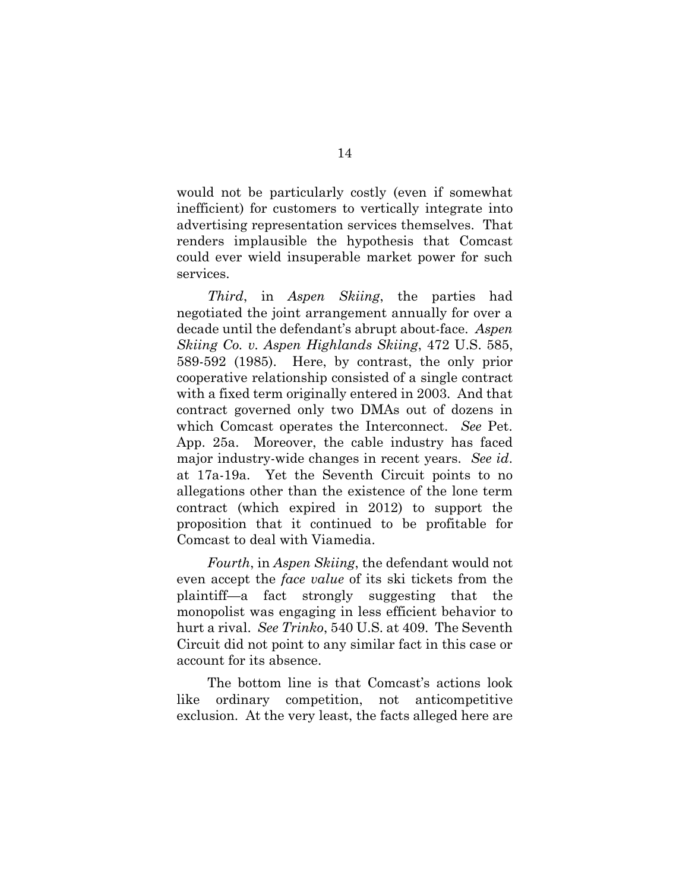would not be particularly costly (even if somewhat inefficient) for customers to vertically integrate into advertising representation services themselves. That renders implausible the hypothesis that Comcast could ever wield insuperable market power for such services.

*Third*, in *Aspen Skiing*, the parties had negotiated the joint arrangement annually for over a decade until the defendant's abrupt about-face. *Aspen Skiing Co. v. Aspen Highlands Skiing*, 472 U.S. 585, 589-592 (1985). Here, by contrast, the only prior cooperative relationship consisted of a single contract with a fixed term originally entered in 2003. And that contract governed only two DMAs out of dozens in which Comcast operates the Interconnect. *See* Pet. App. 25a. Moreover, the cable industry has faced major industry-wide changes in recent years. *See id*. at 17a-19a. Yet the Seventh Circuit points to no allegations other than the existence of the lone term contract (which expired in 2012) to support the proposition that it continued to be profitable for Comcast to deal with Viamedia.

*Fourth*, in *Aspen Skiing*, the defendant would not even accept the *face value* of its ski tickets from the plaintiff—a fact strongly suggesting that the monopolist was engaging in less efficient behavior to hurt a rival. *See Trinko*, 540 U.S. at 409. The Seventh Circuit did not point to any similar fact in this case or account for its absence.

The bottom line is that Comcast's actions look like ordinary competition, not anticompetitive exclusion. At the very least, the facts alleged here are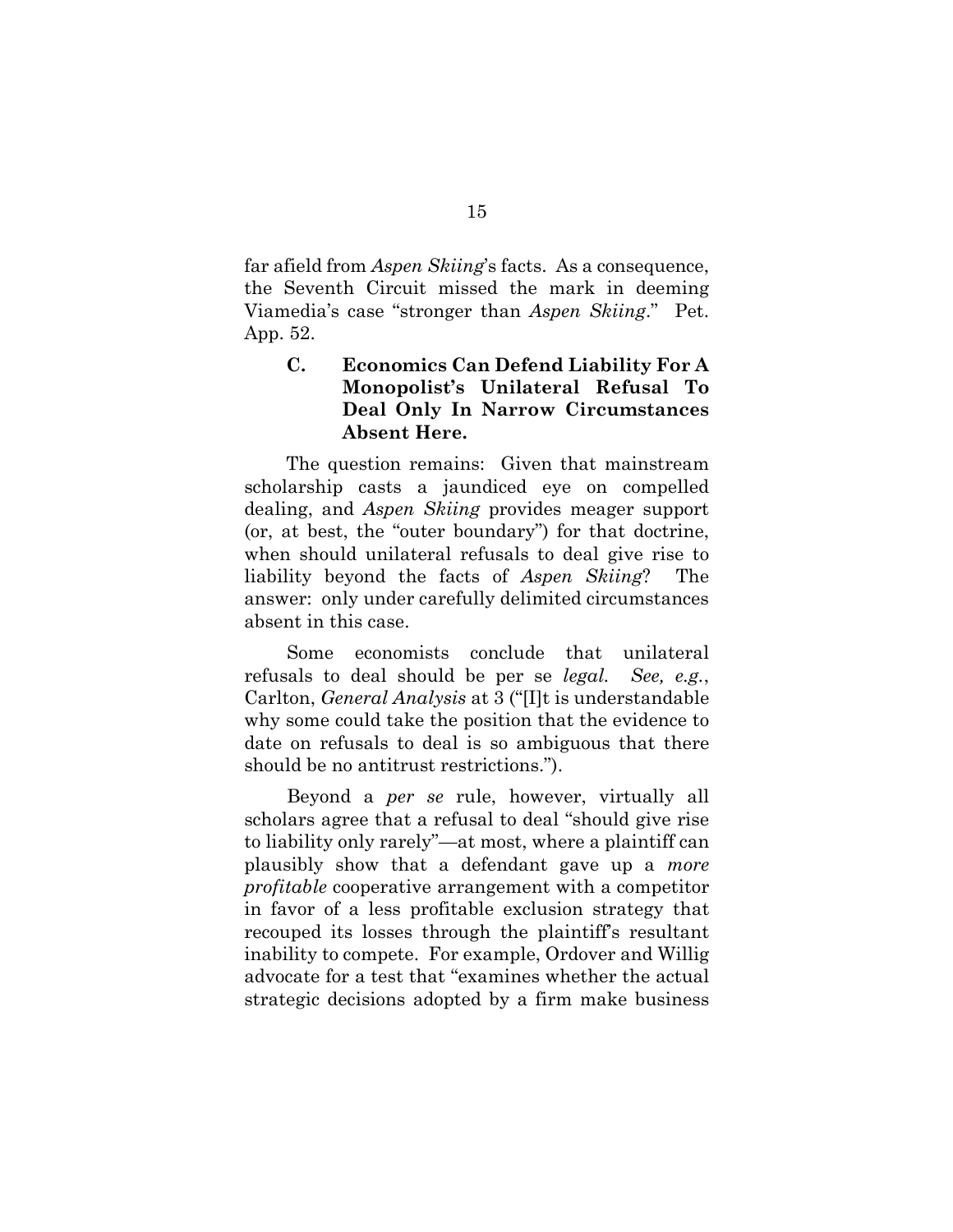far afield from *Aspen Skiing*'s facts. As a consequence, the Seventh Circuit missed the mark in deeming Viamedia's case "stronger than *Aspen Skiing*." Pet. App. 52.

### C. Economics Can Defend Liability For A Monopolist's Unilateral Refusal To Deal Only In Narrow Circumstances Absent Here.

The question remains: Given that mainstream scholarship casts a jaundiced eye on compelled dealing, and *Aspen Skiing* provides meager support (or, at best, the "outer boundary") for that doctrine, when should unilateral refusals to deal give rise to liability beyond the facts of *Aspen Skiing*? The answer: only under carefully delimited circumstances absent in this case.

Some economists conclude that unilateral refusals to deal should be per se *legal*. *See, e.g.*, Carlton, *General Analysis* at 3 ("[I]t is understandable why some could take the position that the evidence to date on refusals to deal is so ambiguous that there should be no antitrust restrictions.").

Beyond a *per se* rule, however, virtually all scholars agree that a refusal to deal "should give rise to liability only rarely"—at most, where a plaintiff can plausibly show that a defendant gave up a *more profitable* cooperative arrangement with a competitor in favor of a less profitable exclusion strategy that recouped its losses through the plaintiff's resultant inability to compete. For example, Ordover and Willig advocate for a test that "examines whether the actual strategic decisions adopted by a firm make business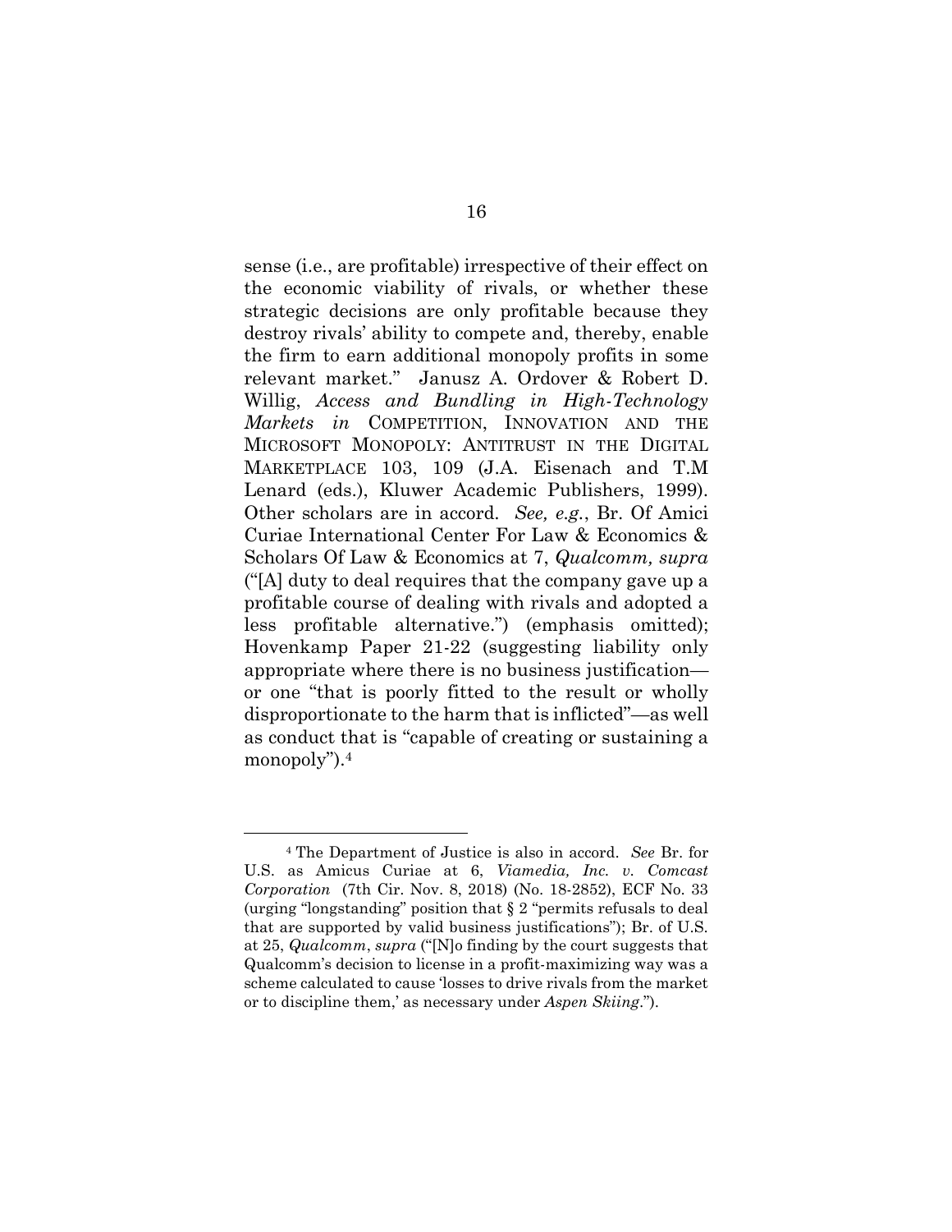sense (i.e., are profitable) irrespective of their effect on the economic viability of rivals, or whether these strategic decisions are only profitable because they destroy rivals' ability to compete and, thereby, enable the firm to earn additional monopoly profits in some relevant market." Janusz A. Ordover & Robert D. Willig, *Access and Bundling in High-Technology Markets in* COMPETITION, INNOVATION AND THE MICROSOFT MONOPOLY: ANTITRUST IN THE DIGITAL MARKETPLACE 103, 109 (J.A. Eisenach and T.M Lenard (eds.), Kluwer Academic Publishers, 1999). Other scholars are in accord. *See, e.g.*, Br. Of Amici Curiae International Center For Law & Economics & Scholars Of Law & Economics at 7, *Qualcomm, supra* ("[A] duty to deal requires that the company gave up a profitable course of dealing with rivals and adopted a less profitable alternative.") (emphasis omitted); Hovenkamp Paper 21-22 (suggesting liability only appropriate where there is no business justification—or one "that is poorly fitted to the result or wholly disproportionate to the harm that is inflicted"—as well as conduct that is "capable of creating or sustaining a monopoly").[4]

---

[4] The Department of Justice is also in accord. *See* Br. for U.S. as Amicus Curiae at 6, *Viamedia, Inc. v. Comcast Corporation* (7th Cir. Nov. 8, 2018) (No. 18-2852), ECF No. 33 (urging "longstanding" position that § 2 "permits refusals to deal that are supported by valid business justifications"); Br. of U.S. at 25, *Qualcomm*, *supra* ("[N]o finding by the court suggests that Qualcomm's decision to license in a profit-maximizing way was a scheme calculated to cause 'losses to drive rivals from the market or to discipline them,' as necessary under *Aspen Skiing*.").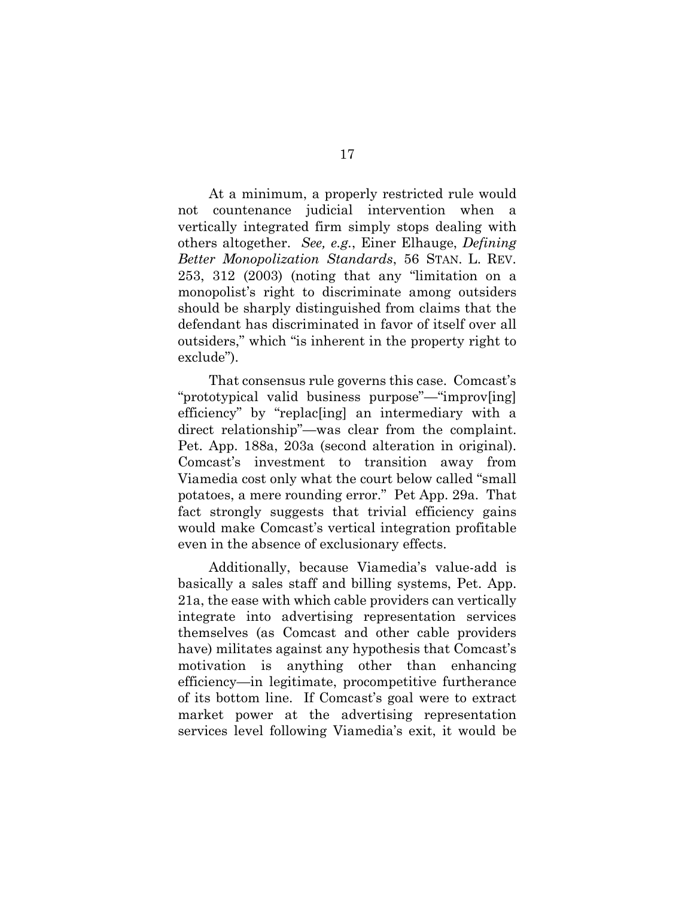At a minimum, a properly restricted rule would not countenance judicial intervention when a vertically integrated firm simply stops dealing with others altogether. *See, e.g.*, Einer Elhauge, *Defining Better Monopolization Standards*, 56 STAN. L. REV. 253, 312 (2003) (noting that any "limitation on a monopolist's right to discriminate among outsiders should be sharply distinguished from claims that the defendant has discriminated in favor of itself over all outsiders," which "is inherent in the property right to exclude").

That consensus rule governs this case. Comcast's "prototypical valid business purpose"—"improv[ing] efficiency" by "replac[ing] an intermediary with a direct relationship"—was clear from the complaint. Pet. App. 188a, 203a (second alteration in original). Comcast's investment to transition away from Viamedia cost only what the court below called "small potatoes, a mere rounding error." Pet App. 29a. That fact strongly suggests that trivial efficiency gains would make Comcast's vertical integration profitable even in the absence of exclusionary effects.

Additionally, because Viamedia's value-add is basically a sales staff and billing systems, Pet. App. 21a, the ease with which cable providers can vertically integrate into advertising representation services themselves (as Comcast and other cable providers have) militates against any hypothesis that Comcast's motivation is anything other than enhancing efficiency—in legitimate, procompetitive furtherance of its bottom line. If Comcast's goal were to extract market power at the advertising representation services level following Viamedia's exit, it would be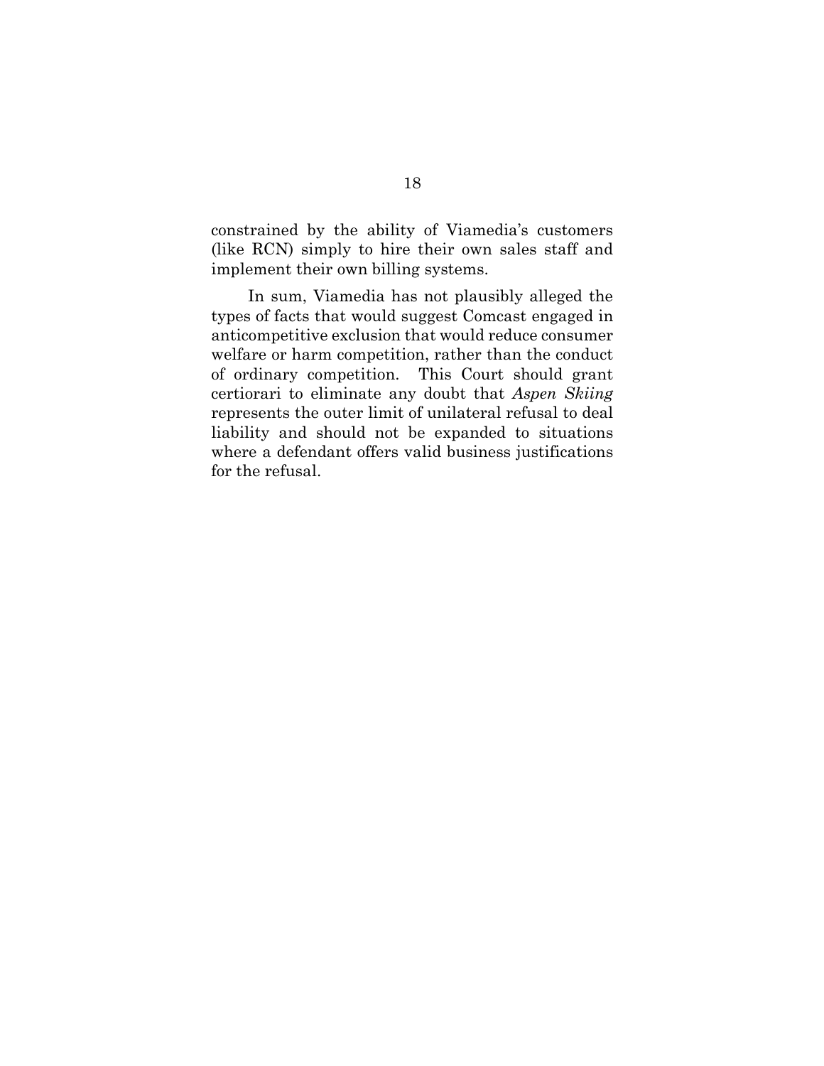constrained by the ability of Viamedia's customers (like RCN) simply to hire their own sales staff and implement their own billing systems.

In sum, Viamedia has not plausibly alleged the types of facts that would suggest Comcast engaged in anticompetitive exclusion that would reduce consumer welfare or harm competition, rather than the conduct of ordinary competition. This Court should grant certiorari to eliminate any doubt that *Aspen Skiing* represents the outer limit of unilateral refusal to deal liability and should not be expanded to situations where a defendant offers valid business justifications for the refusal.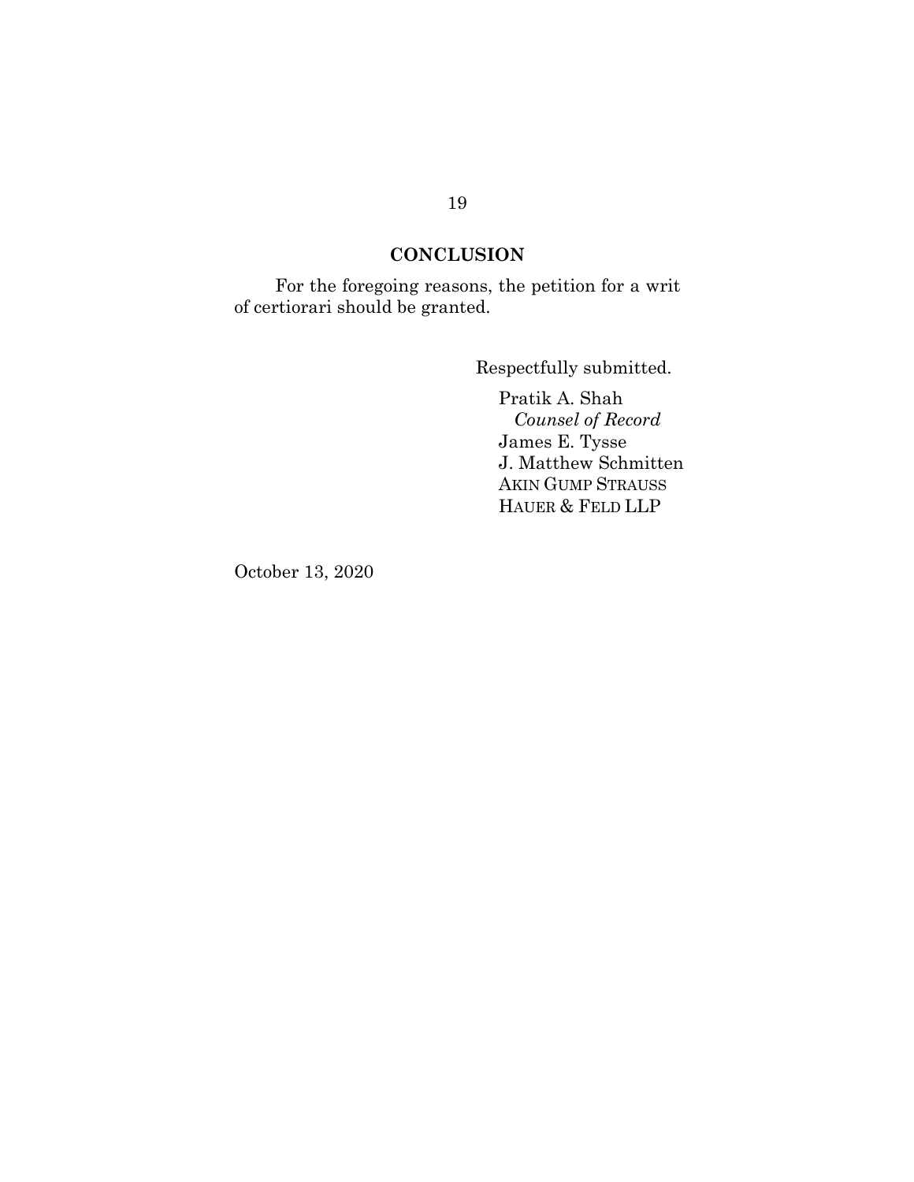## CONCLUSION

For the foregoing reasons, the petition for a writ of certiorari should be granted.

Respectfully submitted.

Pratik A. Shah  
*Counsel of Record*  
James E. Tysse  
J. Matthew Schmitten  
AKIN GUMP STRAUSS  
HAUER & FELD LLP

October 13, 2020